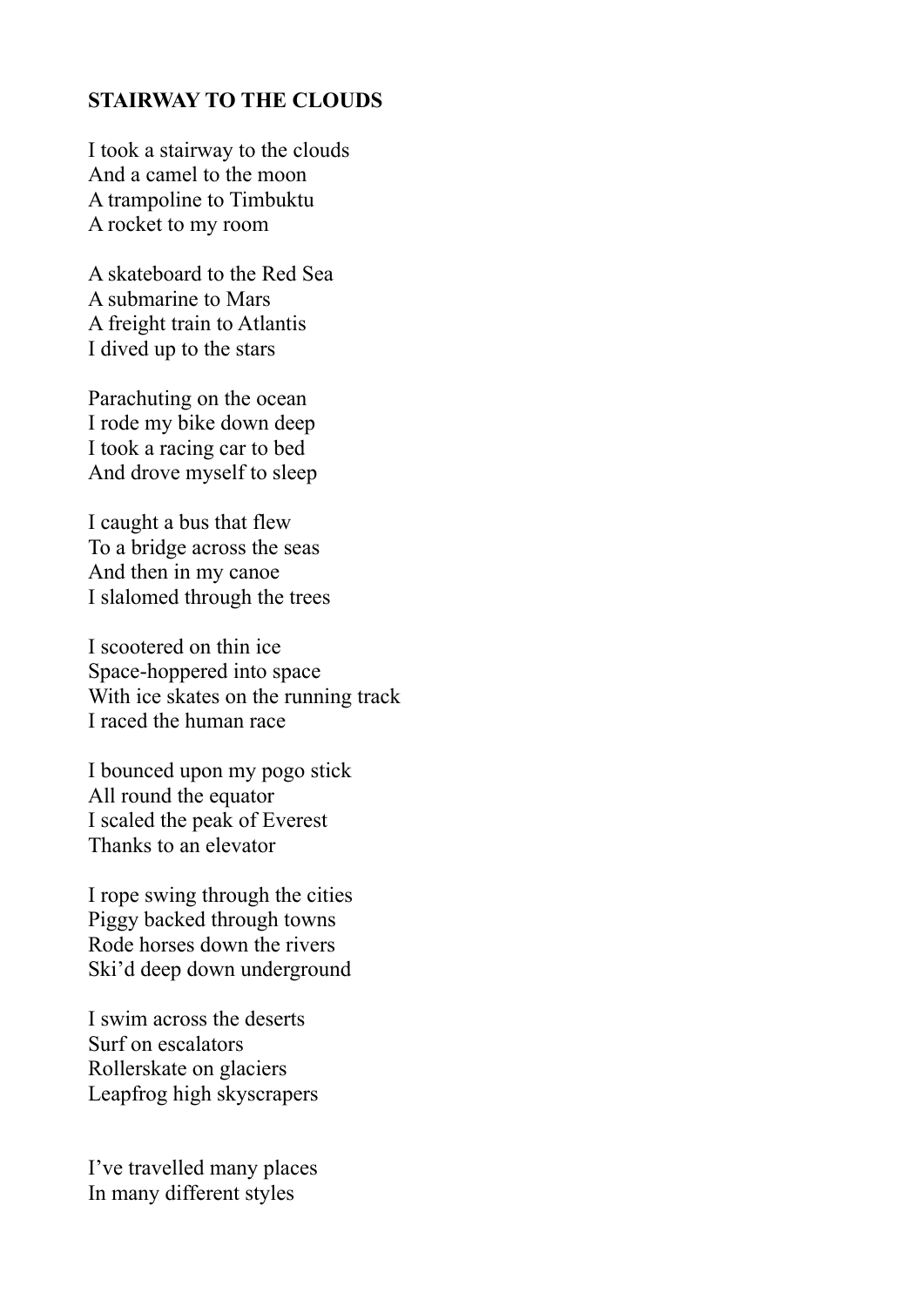**STAIRWAY TO THE CLOUDS**

I took a stairway to the clouds
And a camel to the moon
A trampoline to Timbuktu
A rocket to my room

A skateboard to the Red Sea
A submarine to Mars
A freight train to Atlantis
I dived up to the stars

Parachuting on the ocean
I rode my bike down deep
I took a racing car to bed
And drove myself to sleep

I caught a bus that flew
To a bridge across the seas
And then in my canoe
I slalomed through the trees

I scootered on thin ice
Space-hoppered into space
With ice skates on the running track
I raced the human race

I bounced upon my pogo stick
All round the equator
I scaled the peak of Everest
Thanks to an elevator

I rope swing through the cities
Piggy backed through towns
Rode horses down the rivers
Ski'd deep down underground

I swim across the deserts
Surf on escalators
Rollerskate on glaciers
Leapfrog high skyscrapers

I've travelled many places
In many different styles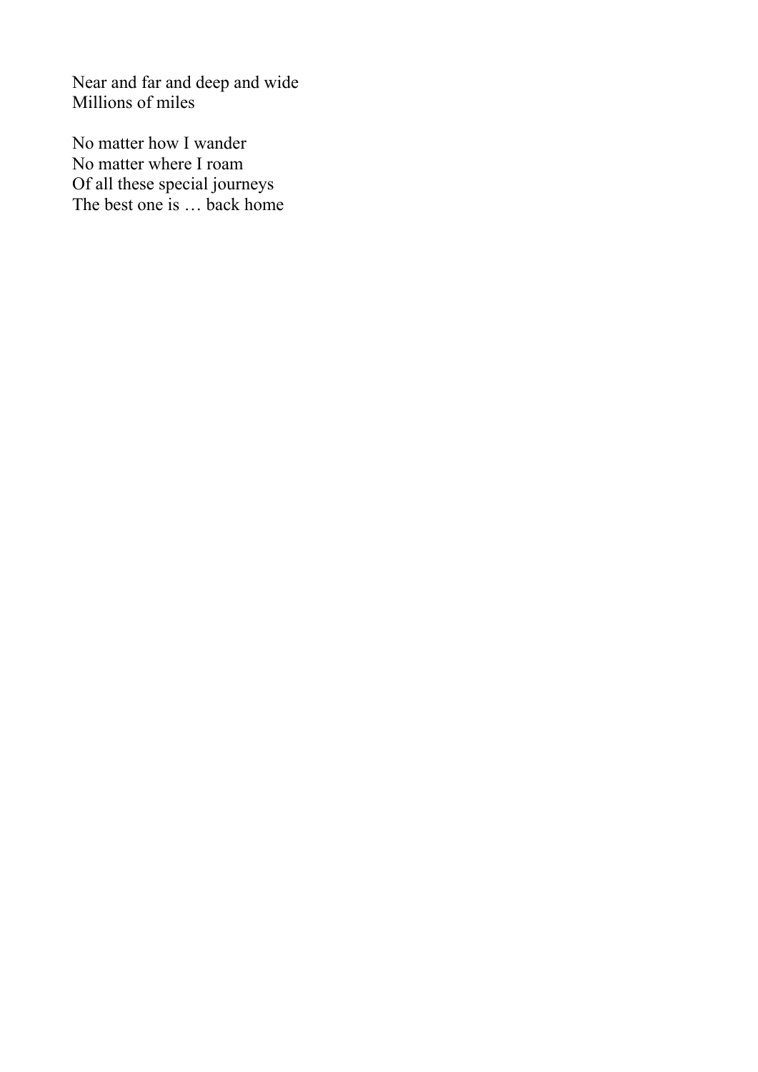Near and far and deep and wide
Millions of miles

No matter how I wander
No matter where I roam
Of all these special journeys
The best one is … back home